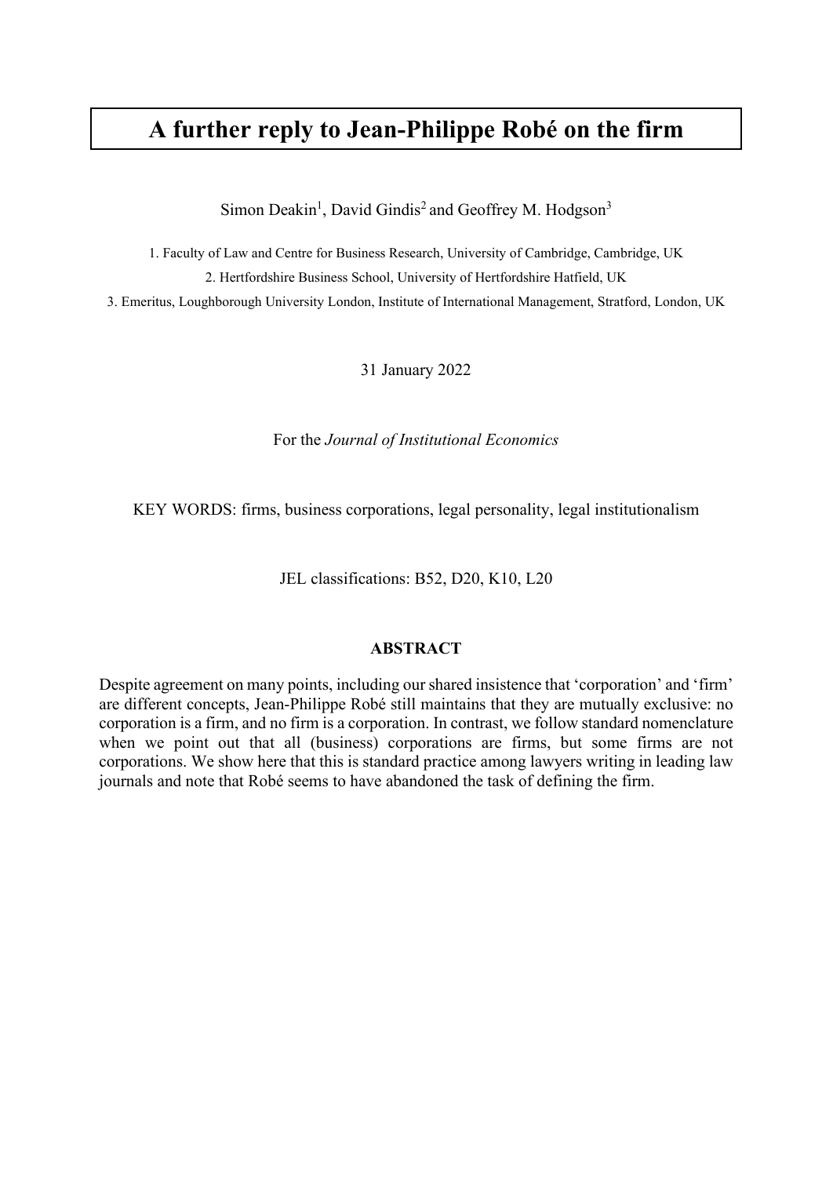# A further reply to Jean-Philippe Robé on the firm

Simon Deakin[1], David Gindis[2] and Geoffrey M. Hodgson[3]

1. Faculty of Law and Centre for Business Research, University of Cambridge, Cambridge, UK
2. Hertfordshire Business School, University of Hertfordshire Hatfield, UK
3. Emeritus, Loughborough University London, Institute of International Management, Stratford, London, UK

31 January 2022

For the *Journal of Institutional Economics*

KEY WORDS: firms, business corporations, legal personality, legal institutionalism

JEL classifications: B52, D20, K10, L20

## ABSTRACT

Despite agreement on many points, including our shared insistence that 'corporation' and 'firm' are different concepts, Jean-Philippe Robé still maintains that they are mutually exclusive: no corporation is a firm, and no firm is a corporation. In contrast, we follow standard nomenclature when we point out that all (business) corporations are firms, but some firms are not corporations. We show here that this is standard practice among lawyers writing in leading law journals and note that Robé seems to have abandoned the task of defining the firm.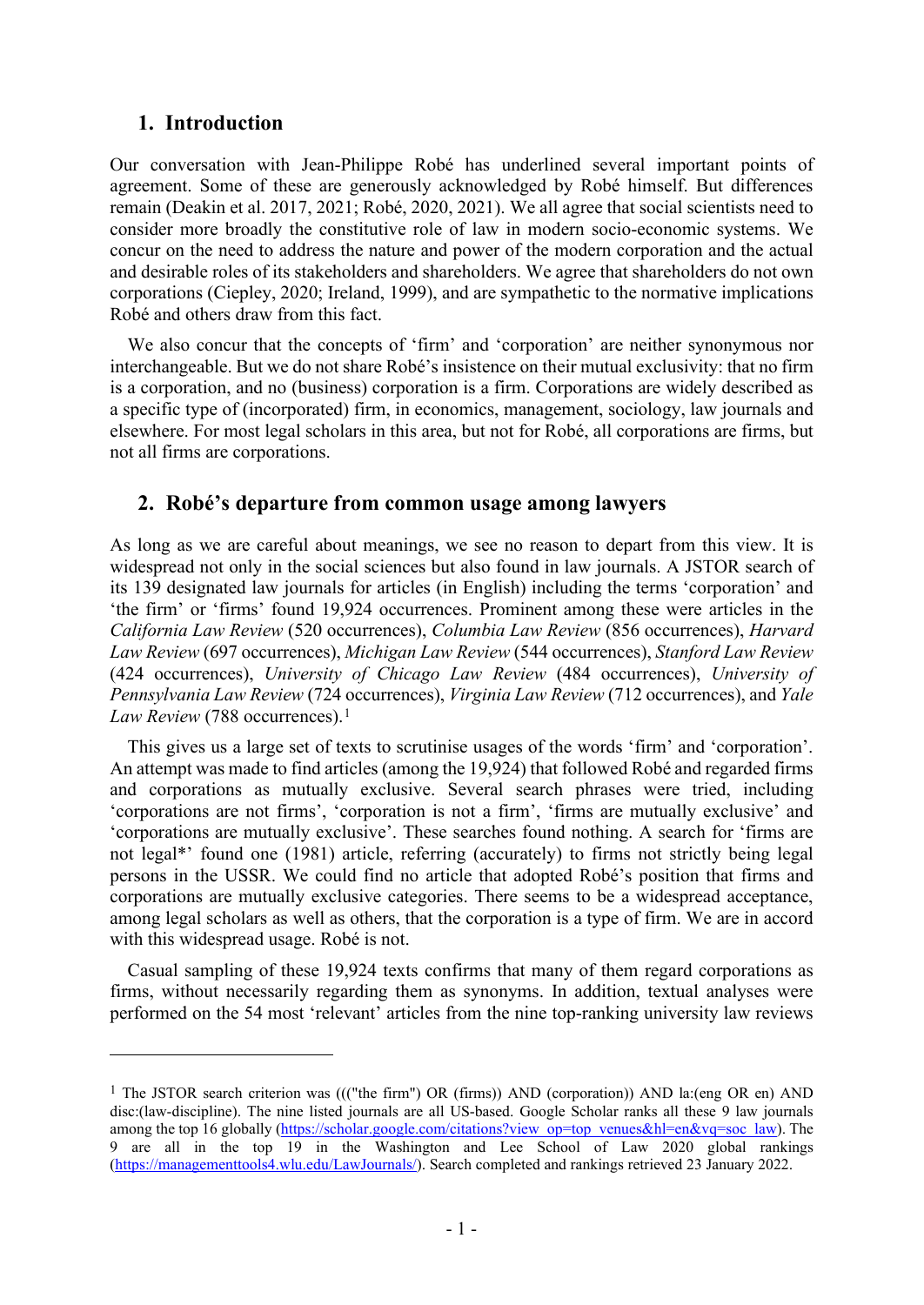## 1. Introduction

Our conversation with Jean-Philippe Robé has underlined several important points of agreement. Some of these are generously acknowledged by Robé himself. But differences remain (Deakin et al. 2017, 2021; Robé, 2020, 2021). We all agree that social scientists need to consider more broadly the constitutive role of law in modern socio-economic systems. We concur on the need to address the nature and power of the modern corporation and the actual and desirable roles of its stakeholders and shareholders. We agree that shareholders do not own corporations (Ciepley, 2020; Ireland, 1999), and are sympathetic to the normative implications Robé and others draw from this fact.

We also concur that the concepts of 'firm' and 'corporation' are neither synonymous nor interchangeable. But we do not share Robé's insistence on their mutual exclusivity: that no firm is a corporation, and no (business) corporation is a firm. Corporations are widely described as a specific type of (incorporated) firm, in economics, management, sociology, law journals and elsewhere. For most legal scholars in this area, but not for Robé, all corporations are firms, but not all firms are corporations.

## 2. Robé's departure from common usage among lawyers

As long as we are careful about meanings, we see no reason to depart from this view. It is widespread not only in the social sciences but also found in law journals. A JSTOR search of its 139 designated law journals for articles (in English) including the terms 'corporation' and 'the firm' or 'firms' found 19,924 occurrences. Prominent among these were articles in the *California Law Review* (520 occurrences), *Columbia Law Review* (856 occurrences), *Harvard Law Review* (697 occurrences), *Michigan Law Review* (544 occurrences), *Stanford Law Review* (424 occurrences), *University of Chicago Law Review* (484 occurrences), *University of Pennsylvania Law Review* (724 occurrences), *Virginia Law Review* (712 occurrences), and *Yale Law Review* (788 occurrences).[1]

This gives us a large set of texts to scrutinise usages of the words 'firm' and 'corporation'. An attempt was made to find articles (among the 19,924) that followed Robé and regarded firms and corporations as mutually exclusive. Several search phrases were tried, including 'corporations are not firms', 'corporation is not a firm', 'firms are mutually exclusive' and 'corporations are mutually exclusive'. These searches found nothing. A search for 'firms are not legal*' found one (1981) article, referring (accurately) to firms not strictly being legal persons in the USSR. We could find no article that adopted Robé's position that firms and corporations are mutually exclusive categories. There seems to be a widespread acceptance, among legal scholars as well as others, that the corporation is a type of firm. We are in accord with this widespread usage. Robé is not.

Casual sampling of these 19,924 texts confirms that many of them regard corporations as firms, without necessarily regarding them as synonyms. In addition, textual analyses were performed on the 54 most 'relevant' articles from the nine top-ranking university law reviews

---

[1] The JSTOR search criterion was ((("the firm") OR (firms)) AND (corporation)) AND la:(eng OR en) AND disc:(law-discipline). The nine listed journals are all US-based. Google Scholar ranks all these 9 law journals among the top 16 globally (https://scholar.google.com/citations?view_op=top_venues&hl=en&vq=soc_law). The 9 are all in the top 19 in the Washington and Lee School of Law 2020 global rankings (https://managementtools4.wlu.edu/LawJournals/). Search completed and rankings retrieved 23 January 2022.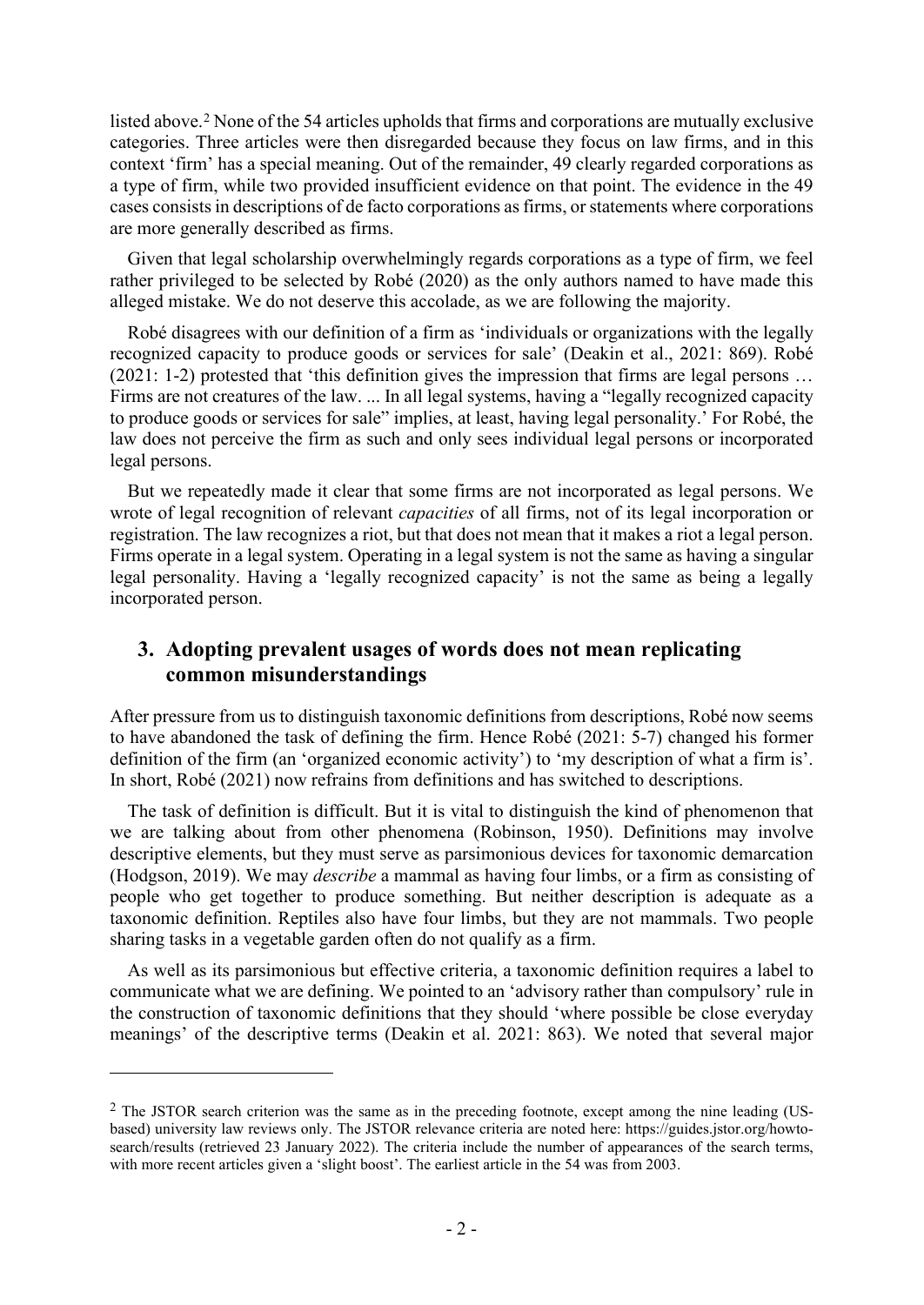listed above.[2] None of the 54 articles upholds that firms and corporations are mutually exclusive categories. Three articles were then disregarded because they focus on law firms, and in this context 'firm' has a special meaning. Out of the remainder, 49 clearly regarded corporations as a type of firm, while two provided insufficient evidence on that point. The evidence in the 49 cases consists in descriptions of de facto corporations as firms, or statements where corporations are more generally described as firms.

Given that legal scholarship overwhelmingly regards corporations as a type of firm, we feel rather privileged to be selected by Robé (2020) as the only authors named to have made this alleged mistake. We do not deserve this accolade, as we are following the majority.

Robé disagrees with our definition of a firm as 'individuals or organizations with the legally recognized capacity to produce goods or services for sale' (Deakin et al., 2021: 869). Robé (2021: 1-2) protested that 'this definition gives the impression that firms are legal persons … Firms are not creatures of the law. ... In all legal systems, having a "legally recognized capacity to produce goods or services for sale" implies, at least, having legal personality.' For Robé, the law does not perceive the firm as such and only sees individual legal persons or incorporated legal persons.

But we repeatedly made it clear that some firms are not incorporated as legal persons. We wrote of legal recognition of relevant *capacities* of all firms, not of its legal incorporation or registration. The law recognizes a riot, but that does not mean that it makes a riot a legal person. Firms operate in a legal system. Operating in a legal system is not the same as having a singular legal personality. Having a 'legally recognized capacity' is not the same as being a legally incorporated person.

## 3. Adopting prevalent usages of words does not mean replicating common misunderstandings

After pressure from us to distinguish taxonomic definitions from descriptions, Robé now seems to have abandoned the task of defining the firm. Hence Robé (2021: 5-7) changed his former definition of the firm (an 'organized economic activity') to 'my description of what a firm is'. In short, Robé (2021) now refrains from definitions and has switched to descriptions.

The task of definition is difficult. But it is vital to distinguish the kind of phenomenon that we are talking about from other phenomena (Robinson, 1950). Definitions may involve descriptive elements, but they must serve as parsimonious devices for taxonomic demarcation (Hodgson, 2019). We may *describe* a mammal as having four limbs, or a firm as consisting of people who get together to produce something. But neither description is adequate as a taxonomic definition. Reptiles also have four limbs, but they are not mammals. Two people sharing tasks in a vegetable garden often do not qualify as a firm.

As well as its parsimonious but effective criteria, a taxonomic definition requires a label to communicate what we are defining. We pointed to an 'advisory rather than compulsory' rule in the construction of taxonomic definitions that they should 'where possible be close everyday meanings' of the descriptive terms (Deakin et al. 2021: 863). We noted that several major

[2] The JSTOR search criterion was the same as in the preceding footnote, except among the nine leading (US-based) university law reviews only. The JSTOR relevance criteria are noted here: https://guides.jstor.org/howto-search/results (retrieved 23 January 2022). The criteria include the number of appearances of the search terms, with more recent articles given a 'slight boost'. The earliest article in the 54 was from 2003.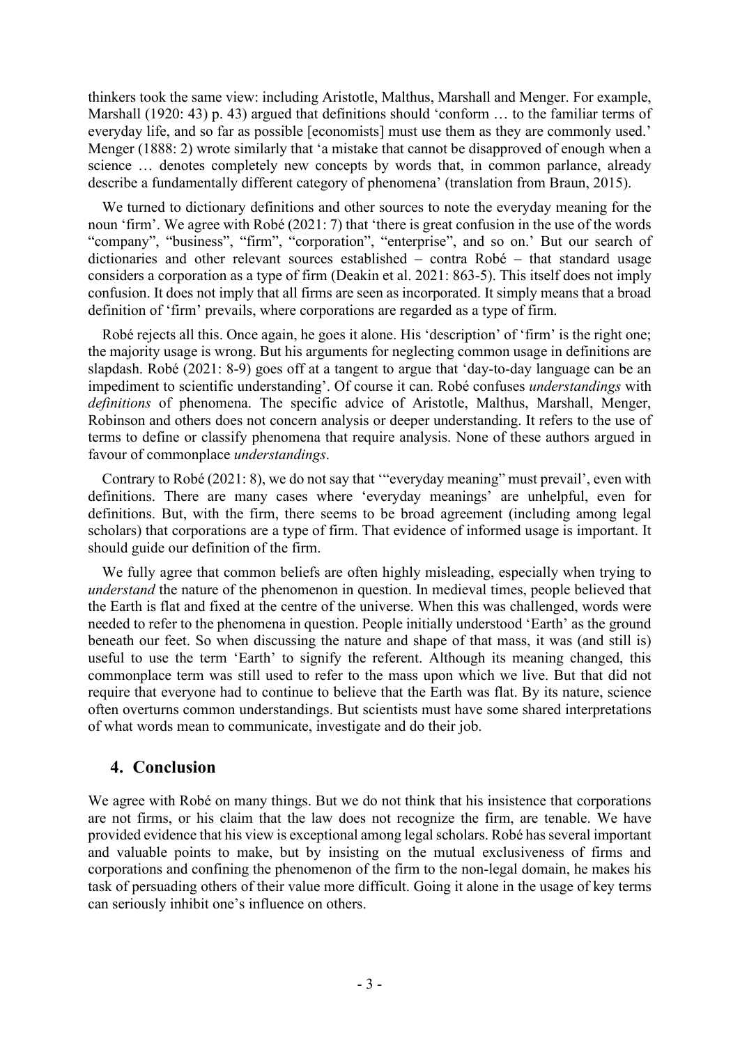thinkers took the same view: including Aristotle, Malthus, Marshall and Menger. For example, Marshall (1920: 43) p. 43) argued that definitions should 'conform … to the familiar terms of everyday life, and so far as possible [economists] must use them as they are commonly used.' Menger (1888: 2) wrote similarly that 'a mistake that cannot be disapproved of enough when a science … denotes completely new concepts by words that, in common parlance, already describe a fundamentally different category of phenomena' (translation from Braun, 2015).

We turned to dictionary definitions and other sources to note the everyday meaning for the noun 'firm'. We agree with Robé (2021: 7) that 'there is great confusion in the use of the words "company", "business", "firm", "corporation", "enterprise", and so on.' But our search of dictionaries and other relevant sources established – contra Robé – that standard usage considers a corporation as a type of firm (Deakin et al. 2021: 863-5). This itself does not imply confusion. It does not imply that all firms are seen as incorporated. It simply means that a broad definition of 'firm' prevails, where corporations are regarded as a type of firm.

Robé rejects all this. Once again, he goes it alone. His 'description' of 'firm' is the right one; the majority usage is wrong. But his arguments for neglecting common usage in definitions are slapdash. Robé (2021: 8-9) goes off at a tangent to argue that 'day-to-day language can be an impediment to scientific understanding'. Of course it can. Robé confuses *understandings* with *definitions* of phenomena. The specific advice of Aristotle, Malthus, Marshall, Menger, Robinson and others does not concern analysis or deeper understanding. It refers to the use of terms to define or classify phenomena that require analysis. None of these authors argued in favour of commonplace *understandings*.

Contrary to Robé (2021: 8), we do not say that '"everyday meaning" must prevail', even with definitions. There are many cases where 'everyday meanings' are unhelpful, even for definitions. But, with the firm, there seems to be broad agreement (including among legal scholars) that corporations are a type of firm. That evidence of informed usage is important. It should guide our definition of the firm.

We fully agree that common beliefs are often highly misleading, especially when trying to *understand* the nature of the phenomenon in question. In medieval times, people believed that the Earth is flat and fixed at the centre of the universe. When this was challenged, words were needed to refer to the phenomena in question. People initially understood 'Earth' as the ground beneath our feet. So when discussing the nature and shape of that mass, it was (and still is) useful to use the term 'Earth' to signify the referent. Although its meaning changed, this commonplace term was still used to refer to the mass upon which we live. But that did not require that everyone had to continue to believe that the Earth was flat. By its nature, science often overturns common understandings. But scientists must have some shared interpretations of what words mean to communicate, investigate and do their job.

## 4. Conclusion

We agree with Robé on many things. But we do not think that his insistence that corporations are not firms, or his claim that the law does not recognize the firm, are tenable. We have provided evidence that his view is exceptional among legal scholars. Robé has several important and valuable points to make, but by insisting on the mutual exclusiveness of firms and corporations and confining the phenomenon of the firm to the non-legal domain, he makes his task of persuading others of their value more difficult. Going it alone in the usage of key terms can seriously inhibit one's influence on others.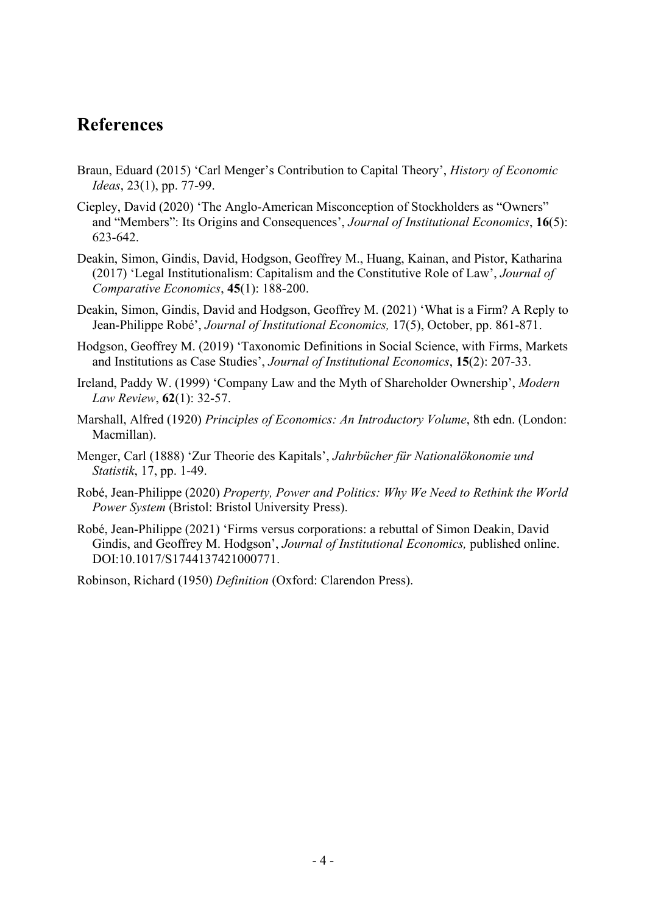## References

Braun, Eduard (2015) 'Carl Menger's Contribution to Capital Theory', *History of Economic Ideas*, 23(1), pp. 77-99.

Ciepley, David (2020) 'The Anglo-American Misconception of Stockholders as "Owners" and "Members": Its Origins and Consequences', *Journal of Institutional Economics*, **16**(5): 623-642.

Deakin, Simon, Gindis, David, Hodgson, Geoffrey M., Huang, Kainan, and Pistor, Katharina (2017) 'Legal Institutionalism: Capitalism and the Constitutive Role of Law', *Journal of Comparative Economics*, **45**(1): 188-200.

Deakin, Simon, Gindis, David and Hodgson, Geoffrey M. (2021) 'What is a Firm? A Reply to Jean-Philippe Robé', *Journal of Institutional Economics,* 17(5), October, pp. 861-871.

Hodgson, Geoffrey M. (2019) 'Taxonomic Definitions in Social Science, with Firms, Markets and Institutions as Case Studies', *Journal of Institutional Economics*, **15**(2): 207-33.

Ireland, Paddy W. (1999) 'Company Law and the Myth of Shareholder Ownership', *Modern Law Review*, **62**(1): 32-57.

Marshall, Alfred (1920) *Principles of Economics: An Introductory Volume*, 8th edn. (London: Macmillan).

Menger, Carl (1888) 'Zur Theorie des Kapitals', *Jahrbücher für Nationalökonomie und Statistik*, 17, pp. 1-49.

Robé, Jean-Philippe (2020) *Property, Power and Politics: Why We Need to Rethink the World Power System* (Bristol: Bristol University Press).

Robé, Jean-Philippe (2021) 'Firms versus corporations: a rebuttal of Simon Deakin, David Gindis, and Geoffrey M. Hodgson', *Journal of Institutional Economics,* published online. DOI:10.1017/S1744137421000771.

Robinson, Richard (1950) *Definition* (Oxford: Clarendon Press).